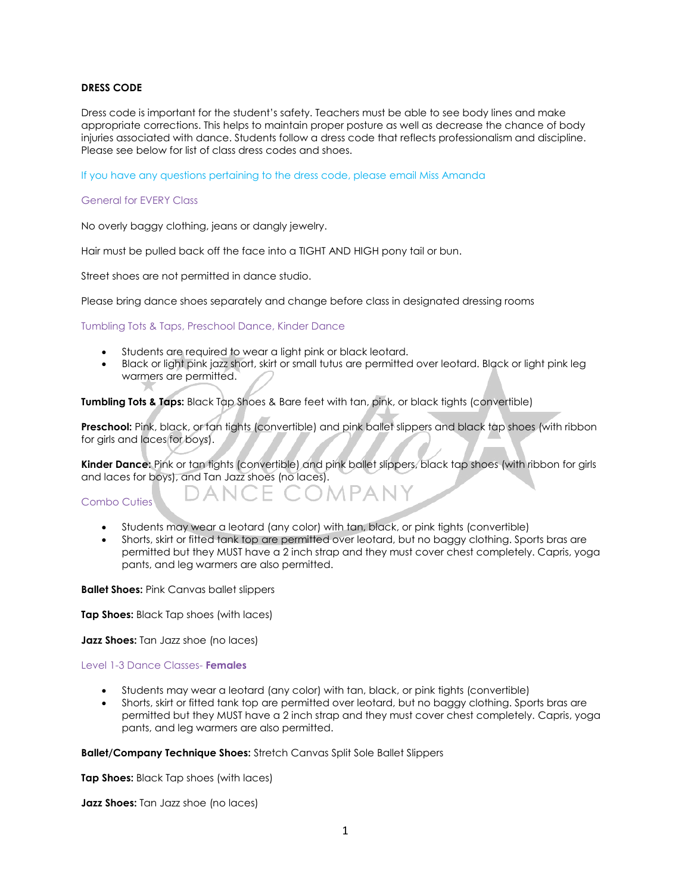**DRESS CODE**

Dress code is important for the student's safety. Teachers must be able to see body lines and make appropriate corrections. This helps to maintain proper posture as well as decrease the chance of body injuries associated with dance. Students follow a dress code that reflects professionalism and discipline. Please see below for list of class dress codes and shoes.

If you have any questions pertaining to the dress code, please email Miss Amanda

General for EVERY Class

No overly baggy clothing, jeans or dangly jewelry.

Hair must be pulled back off the face into a TIGHT AND HIGH pony tail or bun.

Street shoes are not permitted in dance studio.

Please bring dance shoes separately and change before class in designated dressing rooms

Tumbling Tots & Taps, Preschool Dance, Kinder Dance

- Students are required to wear a light pink or black leotard.
- Black or light pink jazz short, skirt or small tutus are permitted over leotard. Black or light pink leg warmers are permitted.

**Tumbling Tots & Taps:** Black Tap Shoes & Bare feet with tan, pink, or black tights (convertible)

**Preschool:** Pink, black, or tan tights (convertible) and pink ballet slippers and black tap shoes (with ribbon for girls and laces for boys).

**Kinder Dance:** Pink or tan tights (convertible) and pink ballet slippers, black tap shoes (with ribbon for girls and laces for boys), and Tan Jazz shoes (no laces).

Combo Cuties

- Students may wear a leotard (any color) with tan, black, or pink tights (convertible)
- Shorts, skirt or fitted tank top are permitted over leotard, but no baggy clothing. Sports bras are permitted but they MUST have a 2 inch strap and they must cover chest completely. Capris, yoga pants, and leg warmers are also permitted.

**Ballet Shoes:** Pink Canvas ballet slippers

**Tap Shoes:** Black Tap shoes (with laces)

**Jazz Shoes:** Tan Jazz shoe (no laces)

Level 1-3 Dance Classes- **Females**

- Students may wear a leotard (any color) with tan, black, or pink tights (convertible)
- Shorts, skirt or fitted tank top are permitted over leotard, but no baggy clothing. Sports bras are permitted but they MUST have a 2 inch strap and they must cover chest completely. Capris, yoga pants, and leg warmers are also permitted.

**Ballet/Company Technique Shoes:** Stretch Canvas Split Sole Ballet Slippers

**Tap Shoes:** Black Tap shoes (with laces)

**Jazz Shoes:** Tan Jazz shoe (no laces)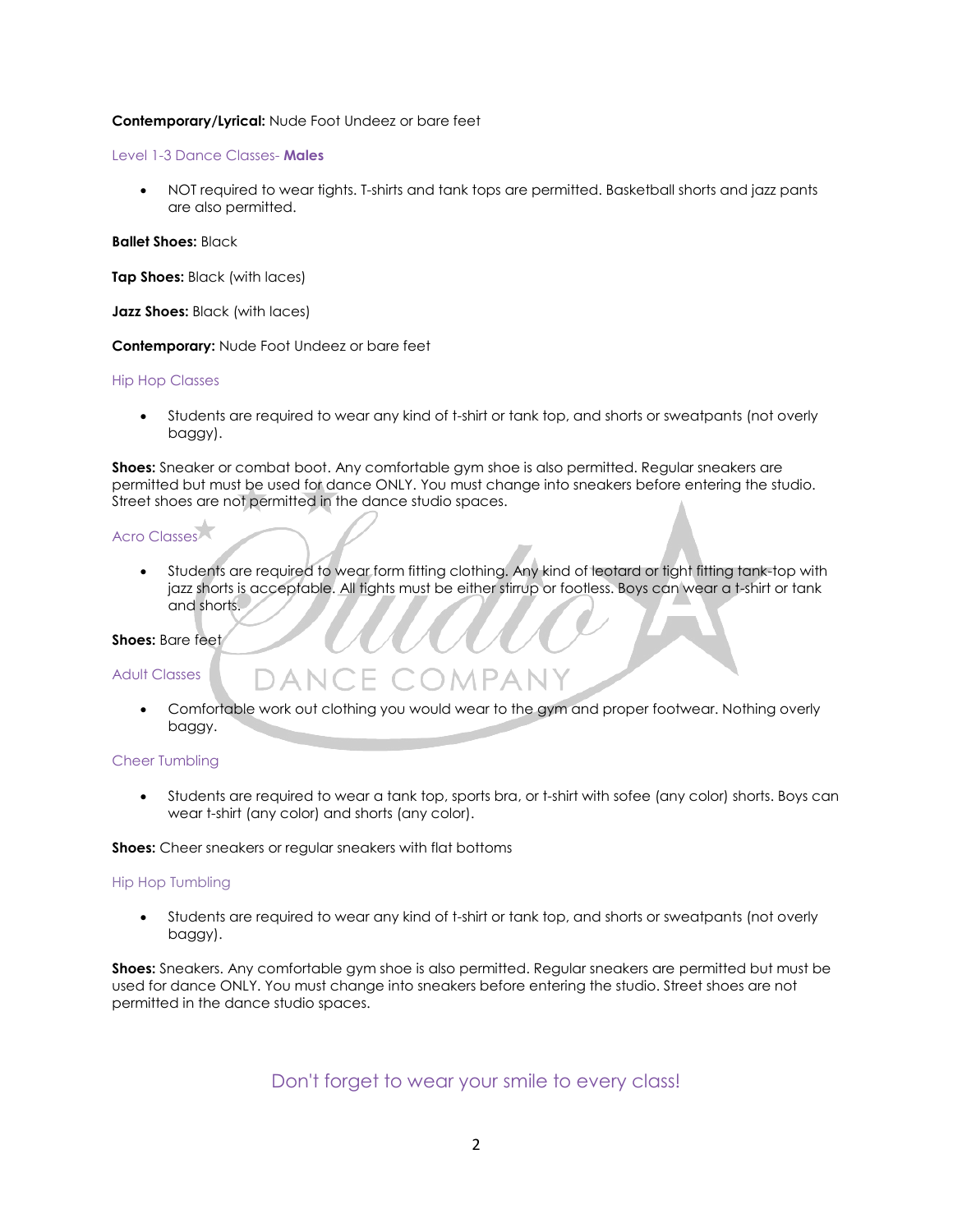**Contemporary/Lyrical:** Nude Foot Undeez or bare feet

### Level 1-3 Dance Classes- **Males**

- NOT required to wear tights. T-shirts and tank tops are permitted. Basketball shorts and jazz pants are also permitted.

**Ballet Shoes:** Black

**Tap Shoes:** Black (with laces)

**Jazz Shoes:** Black (with laces)

**Contemporary:** Nude Foot Undeez or bare feet

### Hip Hop Classes

- Students are required to wear any kind of t-shirt or tank top, and shorts or sweatpants (not overly baggy).

**Shoes:** Sneaker or combat boot. Any comfortable gym shoe is also permitted. Regular sneakers are permitted but must be used for dance ONLY. You must change into sneakers before entering the studio. Street shoes are not permitted in the dance studio spaces.

### Acro Classes

- Students are required to wear form fitting clothing. Any kind of leotard or tight fitting tank-top with jazz shorts is acceptable. All tights must be either stirrup or footless. Boys can wear a t-shirt or tank and shorts.

**Shoes:** Bare feet

### Adult Classes

- Comfortable work out clothing you would wear to the gym and proper footwear. Nothing overly baggy.

### Cheer Tumbling

- Students are required to wear a tank top, sports bra, or t-shirt with sofee (any color) shorts. Boys can wear t-shirt (any color) and shorts (any color).

**Shoes:** Cheer sneakers or regular sneakers with flat bottoms

### Hip Hop Tumbling

- Students are required to wear any kind of t-shirt or tank top, and shorts or sweatpants (not overly baggy).

**Shoes:** Sneakers. Any comfortable gym shoe is also permitted. Regular sneakers are permitted but must be used for dance ONLY. You must change into sneakers before entering the studio. Street shoes are not permitted in the dance studio spaces.

Don't forget to wear your smile to every class!